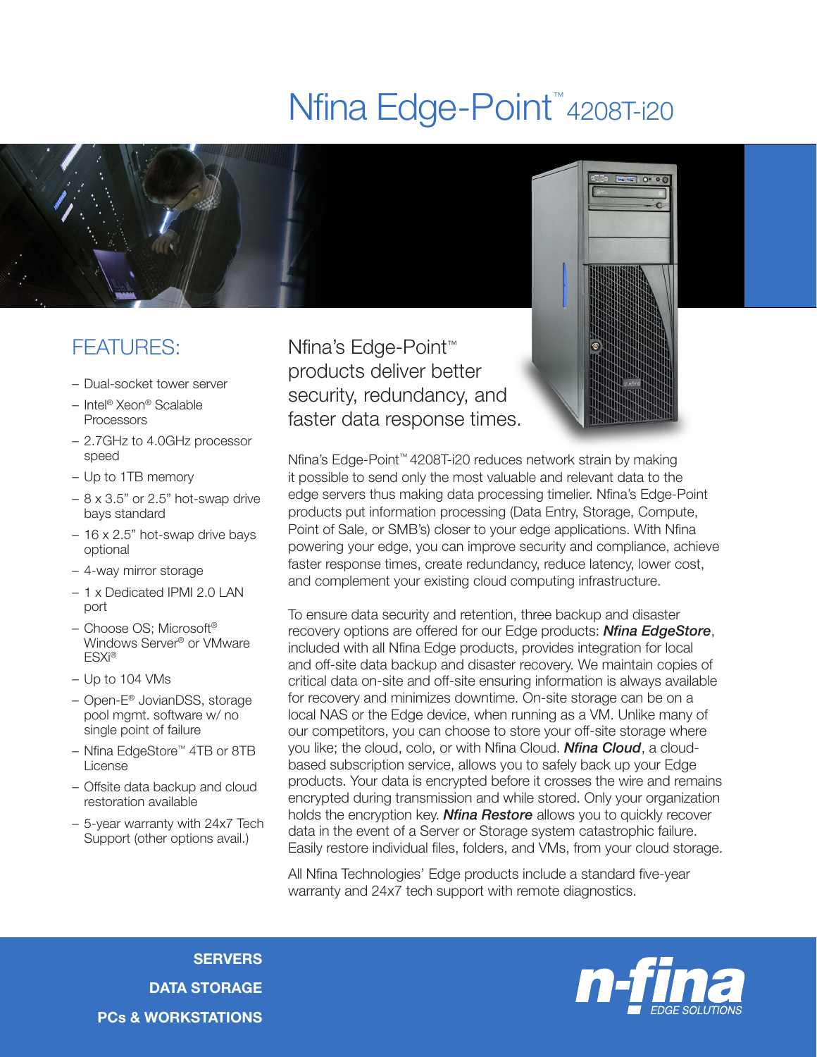# Nfina Edge-Point™ 4208T-i20

## FEATURES:

- Dual-socket tower server
- Intel® Xeon® Scalable Processors
- 2.7GHz to 4.0GHz processor speed
- Up to 1TB memory
- 8 x 3.5" or 2.5" hot-swap drive bays standard
- 16 x 2.5" hot-swap drive bays optional
- 4-way mirror storage
- 1 x Dedicated IPMI 2.0 LAN port
- Choose OS; Microsoft® Windows Server® or VMware ESXi®
- Up to 104 VMs
- Open-E® JovianDSS, storage pool mgmt. software w/ no single point of failure
- Nfina EdgeStore™ 4TB or 8TB License
- Offsite data backup and cloud restoration available
- 5-year warranty with 24x7 Tech Support (other options avail.)

## Nfina's Edge-Point™ products deliver better security, redundancy, and faster data response times.

Nfina's Edge-Point™ 4208T-i20 reduces network strain by making it possible to send only the most valuable and relevant data to the edge servers thus making data processing timelier. Nfina's Edge-Point products put information processing (Data Entry, Storage, Compute, Point of Sale, or SMB's) closer to your edge applications. With Nfina powering your edge, you can improve security and compliance, achieve faster response times, create redundancy, reduce latency, lower cost, and complement your existing cloud computing infrastructure.

To ensure data security and retention, three backup and disaster recovery options are offered for our Edge products: ***Nfina EdgeStore***, included with all Nfina Edge products, provides integration for local and off-site data backup and disaster recovery. We maintain copies of critical data on-site and off-site ensuring information is always available for recovery and minimizes downtime. On-site storage can be on a local NAS or the Edge device, when running as a VM. Unlike many of our competitors, you can choose to store your off-site storage where you like; the cloud, colo, or with Nfina Cloud. ***Nfina Cloud***, a cloud-based subscription service, allows you to safely back up your Edge products. Your data is encrypted before it crosses the wire and remains encrypted during transmission and while stored. Only your organization holds the encryption key. ***Nfina Restore*** allows you to quickly recover data in the event of a Server or Storage system catastrophic failure. Easily restore individual files, folders, and VMs, from your cloud storage.

All Nfina Technologies' Edge products include a standard five-year warranty and 24x7 tech support with remote diagnostics.

**SERVERS**

**DATA STORAGE**

**PCs & WORKSTATIONS**

n-fina EDGE SOLUTIONS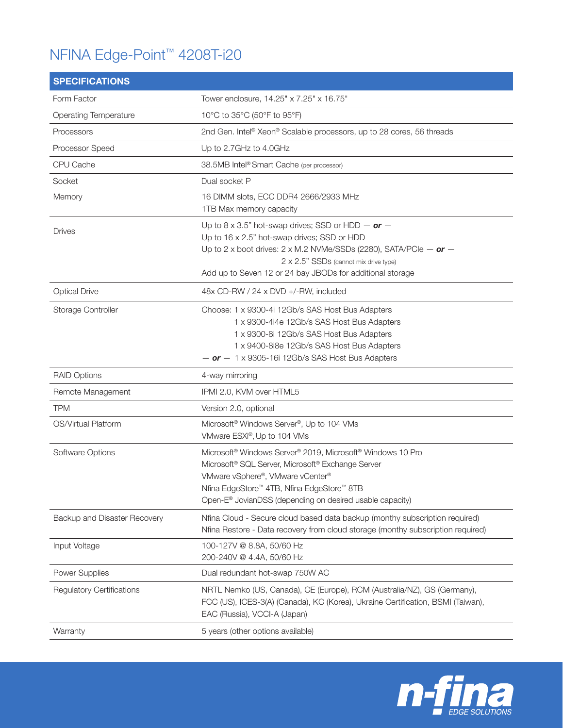# NFINA Edge-Point™ 4208T-i20

| SPECIFICATIONS | |
|---|---|
| Form Factor | Tower enclosure, 14.25" x 7.25" x 16.75" |
| Operating Temperature | 10°C to 35°C (50°F to 95°F) |
| Processors | 2nd Gen. Intel® Xeon® Scalable processors, up to 28 cores, 56 threads |
| Processor Speed | Up to 2.7GHz to 4.0GHz |
| CPU Cache | 38.5MB Intel® Smart Cache (per processor) |
| Socket | Dual socket P |
| Memory | 16 DIMM slots, ECC DDR4 2666/2933 MHz<br>1TB Max memory capacity |
| Drives | Up to 8 x 3.5" hot-swap drives; SSD or HDD — ***or*** —<br>Up to 16 x 2.5" hot-swap drives; SSD or HDD<br>Up to 2 x boot drives: 2 x M.2 NVMe/SSDs (2280), SATA/PCIe — ***or*** —<br>2 x 2.5" SSDs (cannot mix drive type)<br>Add up to Seven 12 or 24 bay JBODs for additional storage |
| Optical Drive | 48x CD-RW / 24 x DVD +/-RW, included |
| Storage Controller | Choose: 1 x 9300-4i 12Gb/s SAS Host Bus Adapters<br>1 x 9300-4i4e 12Gb/s SAS Host Bus Adapters<br>1 x 9300-8i 12Gb/s SAS Host Bus Adapters<br>1 x 9400-8i8e 12Gb/s SAS Host Bus Adapters<br>— ***or*** — 1 x 9305-16i 12Gb/s SAS Host Bus Adapters |
| RAID Options | 4-way mirroring |
| Remote Management | IPMI 2.0, KVM over HTML5 |
| TPM | Version 2.0, optional |
| OS/Virtual Platform | Microsoft® Windows Server®, Up to 104 VMs<br>VMware ESXi®, Up to 104 VMs |
| Software Options | Microsoft® Windows Server® 2019, Microsoft® Windows 10 Pro<br>Microsoft® SQL Server, Microsoft® Exchange Server<br>VMware vSphere®, VMware vCenter®<br>Nfina EdgeStore™ 4TB, Nfina EdgeStore™ 8TB<br>Open-E® JovianDSS (depending on desired usable capacity) |
| Backup and Disaster Recovery | Nfina Cloud - Secure cloud based data backup (monthy subscription required)<br>Nfina Restore - Data recovery from cloud storage (monthy subscription required) |
| Input Voltage | 100-127V @ 8.8A, 50/60 Hz<br>200-240V @ 4.4A, 50/60 Hz |
| Power Supplies | Dual redundant hot-swap 750W AC |
| Regulatory Certifications | NRTL Nemko (US, Canada), CE (Europe), RCM (Australia/NZ), GS (Germany), FCC (US), ICES-3(A) (Canada), KC (Korea), Ukraine Certification, BSMI (Taiwan), EAC (Russia), VCCI-A (Japan) |
| Warranty | 5 years (other options available) |

n-fina EDGE SOLUTIONS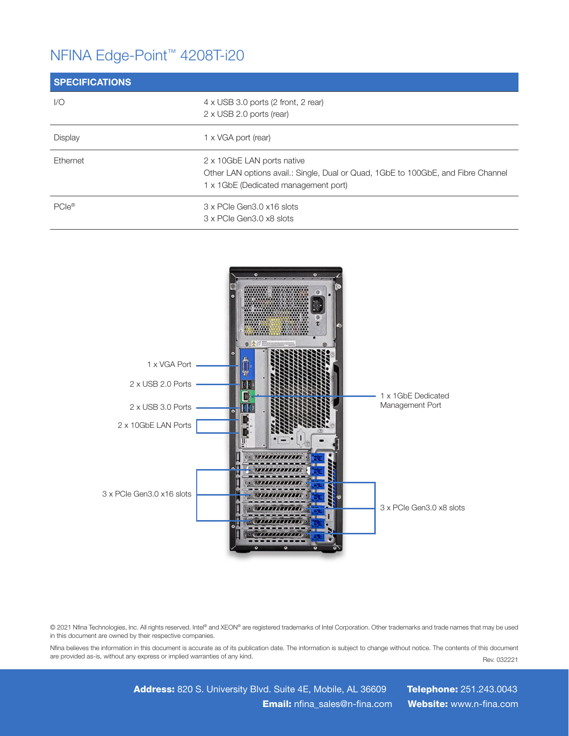# NFINA Edge-Point™ 4208T-i20

| SPECIFICATIONS | |
|---|---|
| I/O | 4 x USB 3.0 ports (2 front, 2 rear)<br>2 x USB 2.0 ports (rear) |
| Display | 1 x VGA port (rear) |
| Ethernet | 2 x 10GbE LAN ports native<br>Other LAN options avail.: Single, Dual or Quad, 1GbE to 100GbE, and Fibre Channel<br>1 x 1GbE (Dedicated management port) |
| PCIe® | 3 x PCIe Gen3.0 x16 slots<br>3 x PCIe Gen3.0 x8 slots |

1 x VGA Port

2 x USB 2.0 Ports

2 x USB 3.0 Ports

2 x 10GbE LAN Ports

3 x PCIe Gen3.0 x16 slots

1 x 1GbE Dedicated Management Port

3 x PCIe Gen3.0 x8 slots

© 2021 Nfina Technologies, Inc. All rights reserved. Intel® and XEON® are registered trademarks of Intel Corporation. Other trademarks and trade names that may be used in this document are owned by their respective companies.

Nfina believes the information in this document is accurate as of its publication date. The information is subject to change without notice. The contents of this document are provided as-is, without any express or implied warranties of any kind.

Rev. 032221

**Address:** 820 S. University Blvd. Suite 4E, Mobile, AL 36609 **Telephone:** 251.243.0043
**Email:** nfina_sales@n-fina.com **Website:** www.n-fina.com